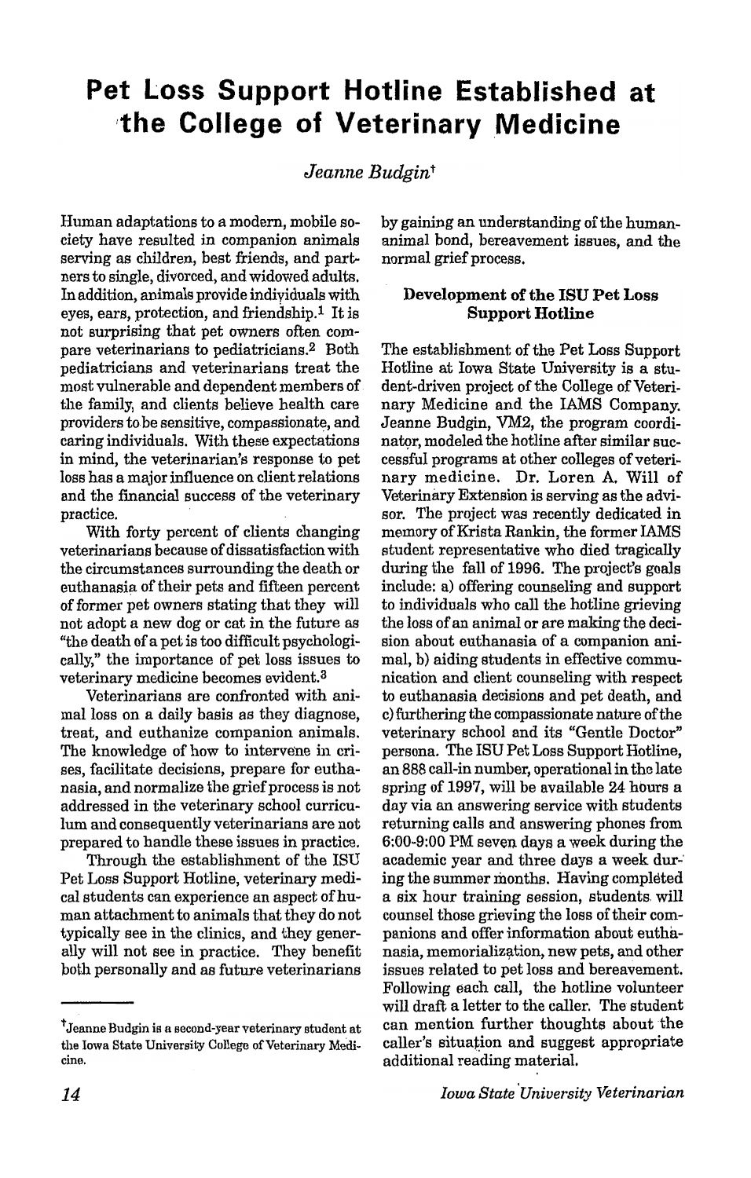# Pet Loss Support Hotline Established at the College of Veterinary Medicine

*Jeanne Budgin*[†]

Human adaptations to a modern, mobile society have resulted in companion animals serving as children, best friends, and partners to single, divorced, and widowed adults. In addition, animals provide individuals with eyes, ears, protection, and friendship.[1] It is not surprising that pet owners often compare veterinarians to pediatricians.[2] Both pediatricians and veterinarians treat the most vulnerable and dependent members of the family, and clients believe health care providers to be sensitive, compassionate, and caring individuals. With these expectations in mind, the veterinarian's response to pet loss has a major influence on client relations and the financial success of the veterinary practice.

With forty percent of clients changing veterinarians because of dissatisfaction with the circumstances surrounding the death or euthanasia of their pets and fifteen percent of former pet owners stating that they will not adopt a new dog or cat in the future as "the death of a pet is too difficult psychologically," the importance of pet loss issues to veterinary medicine becomes evident.[3]

Veterinarians are confronted with animal loss on a daily basis as they diagnose, treat, and euthanize companion animals. The knowledge of how to intervene in crises, facilitate decisions, prepare for euthanasia, and normalize the grief process is not addressed in the veterinary school curriculum and consequently veterinarians are not prepared to handle these issues in practice.

Through the establishment of the ISU Pet Loss Support Hotline, veterinary medical students can experience an aspect of human attachment to animals that they do not typically see in the clinics, and they generally will not see in practice. They benefit both personally and as future veterinarians by gaining an understanding of the human-animal bond, bereavement issues, and the normal grief process.

## Development of the ISU Pet Loss Support Hotline

The establishment of the Pet Loss Support Hotline at Iowa State University is a student-driven project of the College of Veterinary Medicine and the IAMS Company. Jeanne Budgin, VM2, the program coordinator, modeled the hotline after similar successful programs at other colleges of veterinary medicine. Dr. Loren A. Will of Veterinary Extension is serving as the advisor. The project was recently dedicated in memory of Krista Rankin, the former IAMS student representative who died tragically during the fall of 1996. The project's goals include: a) offering counseling and support to individuals who call the hotline grieving the loss of an animal or are making the decision about euthanasia of a companion animal, b) aiding students in effective communication and client counseling with respect to euthanasia decisions and pet death, and c) furthering the compassionate nature of the veterinary school and its "Gentle Doctor" persona. The ISU Pet Loss Support Hotline, an 888 call-in number, operational in the late spring of 1997, will be available 24 hours a day via an answering service with students returning calls and answering phones from 6:00-9:00 PM seven days a week during the academic year and three days a week during the summer months. Having completed a six hour training session, students will counsel those grieving the loss of their companions and offer information about euthanasia, memorialization, new pets, and other issues related to pet loss and bereavement. Following each call, the hotline volunteer will draft a letter to the caller. The student can mention further thoughts about the caller's situation and suggest appropriate additional reading material.

---

[†]Jeanne Budgin is a second-year veterinary student at the Iowa State University College of Veterinary Medicine.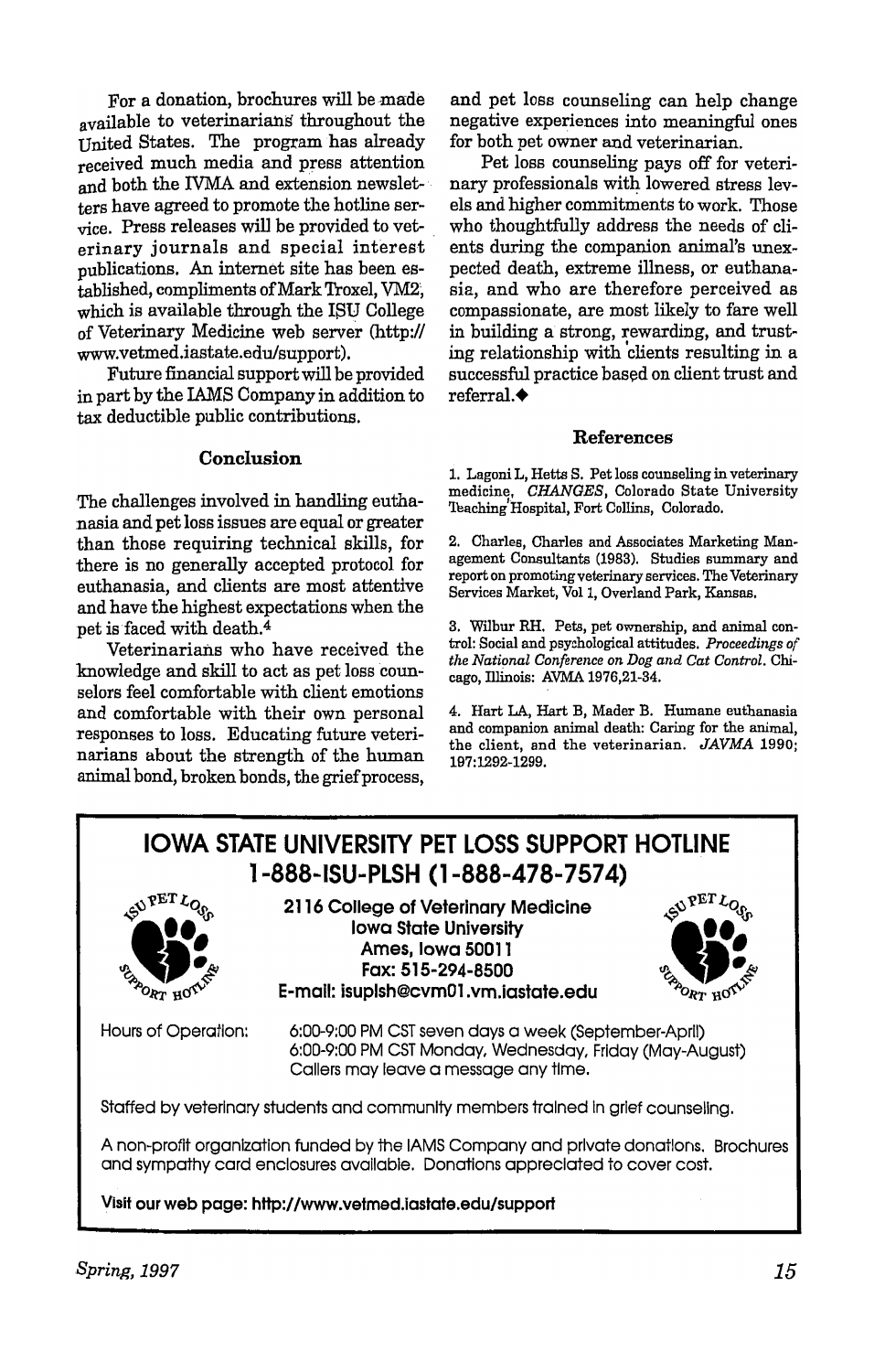For a donation, brochures will be made available to veterinarians throughout the United States. The program has already received much media and press attention and both the IVMA and extension newsletters have agreed to promote the hotline service. Press releases will be provided to veterinary journals and special interest publications. An internet site has been established, compliments of Mark Troxel, VM2, which is available through the ISU College of Veterinary Medicine web server (http://www.vetmed.iastate.edu/support).

Future financial support will be provided in part by the IAMS Company in addition to tax deductible public contributions.

### Conclusion

The challenges involved in handling euthanasia and pet loss issues are equal or greater than those requiring technical skills, for there is no generally accepted protocol for euthanasia, and clients are most attentive and have the highest expectations when the pet is faced with death.[4]

Veterinarians who have received the knowledge and skill to act as pet loss counselors feel comfortable with client emotions and comfortable with their own personal responses to loss. Educating future veterinarians about the strength of the human animal bond, broken bonds, the grief process, and pet loss counseling can help change negative experiences into meaningful ones for both pet owner and veterinarian.

Pet loss counseling pays off for veterinary professionals with lowered stress levels and higher commitments to work. Those who thoughtfully address the needs of clients during the companion animal's unexpected death, extreme illness, or euthanasia, and who are therefore perceived as compassionate, are most likely to fare well in building a strong, rewarding, and trusting relationship with clients resulting in a successful practice based on client trust and referral.◆

### References

1. Lagoni L, Hetts S. Pet loss counseling in veterinary medicine, *CHANGES*, Colorado State University Teaching Hospital, Fort Collins, Colorado.

2. Charles, Charles and Associates Marketing Management Consultants (1983). Studies summary and report on promoting veterinary services. The Veterinary Services Market, Vol 1, Overland Park, Kansas.

3. Wilbur RH. Pets, pet ownership, and animal control: Social and psychological attitudes. *Proceedings of the National Conference on Dog and Cat Control*. Chicago, Illinois: AVMA 1976,21-34.

4. Hart LA, Hart B, Mader B. Humane euthanasia and companion animal death: Caring for the animal, the client, and the veterinarian. *JAVMA* 1990; 197:1292-1299.

---

## IOWA STATE UNIVERSITY PET LOSS SUPPORT HOTLINE
## 1-888-ISU-PLSH (1-888-478-7574)

**2116 College of Veterinary Medicine**
**Iowa State University**
**Ames, Iowa 50011**
**Fax: 515-294-8500**
**E-mail: isuplsh@cvm01.vm.iastate.edu**

Hours of Operation: 6:00-9:00 PM CST seven days a week (September-April)
6:00-9:00 PM CST Monday, Wednesday, Friday (May-August)
Callers may leave a message any time.

Staffed by veterinary students and community members trained in grief counseling.

A non-profit organization funded by the IAMS Company and private donations. Brochures and sympathy card enclosures available. Donations appreciated to cover cost.

**Visit our web page: http://www.vetmed.iastate.edu/support**